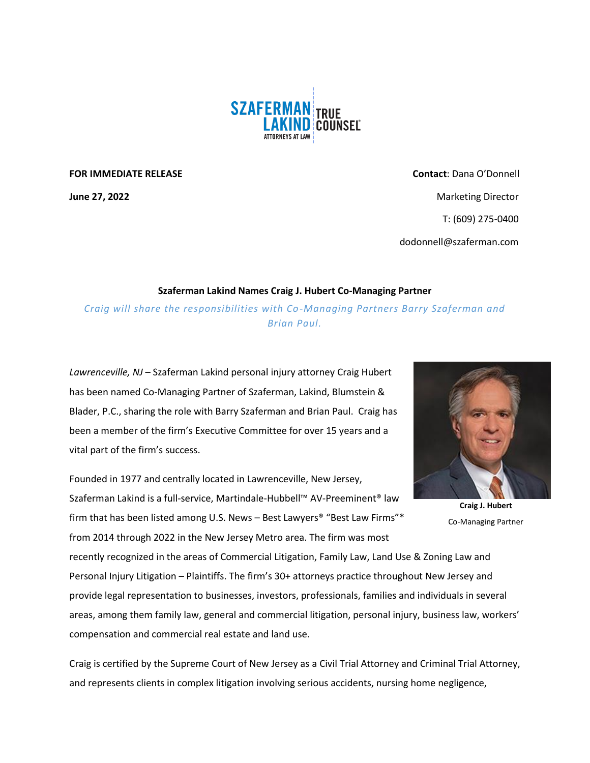SZAFERMAN LAKIND ATTORNEYS AT LAW | TRUE COUNSEL®

**FOR IMMEDIATE RELEASE**

**June 27, 2022**

**Contact**: Dana O'Donnell
Marketing Director
T: (609) 275-0400
dodonnell@szaferman.com

**Szaferman Lakind Names Craig J. Hubert Co-Managing Partner**

*Craig will share the responsibilities with Co-Managing Partners Barry Szaferman and Brian Paul.*

*Lawrenceville, NJ* – Szaferman Lakind personal injury attorney Craig Hubert has been named Co-Managing Partner of Szaferman, Lakind, Blumstein & Blader, P.C., sharing the role with Barry Szaferman and Brian Paul. Craig has been a member of the firm's Executive Committee for over 15 years and a vital part of the firm's success.

**Craig J. Hubert**
Co-Managing Partner

Founded in 1977 and centrally located in Lawrenceville, New Jersey, Szaferman Lakind is a full-service, Martindale-Hubbell™ AV-Preeminent® law firm that has been listed among U.S. News – Best Lawyers® "Best Law Firms"* from 2014 through 2022 in the New Jersey Metro area. The firm was most recently recognized in the areas of Commercial Litigation, Family Law, Land Use & Zoning Law and Personal Injury Litigation – Plaintiffs. The firm's 30+ attorneys practice throughout New Jersey and provide legal representation to businesses, investors, professionals, families and individuals in several areas, among them family law, general and commercial litigation, personal injury, business law, workers' compensation and commercial real estate and land use.

Craig is certified by the Supreme Court of New Jersey as a Civil Trial Attorney and Criminal Trial Attorney, and represents clients in complex litigation involving serious accidents, nursing home negligence,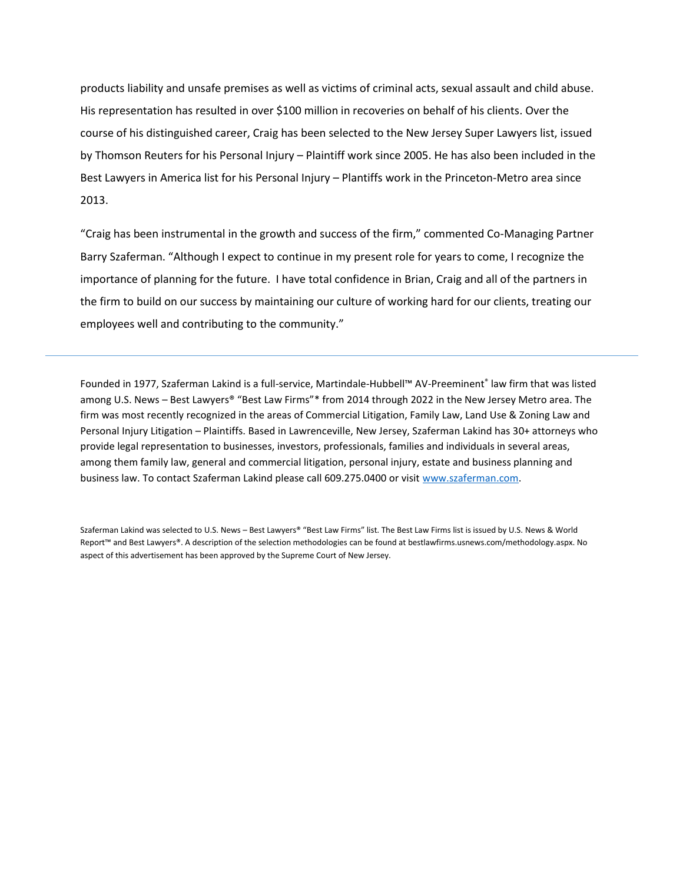products liability and unsafe premises as well as victims of criminal acts, sexual assault and child abuse. His representation has resulted in over $100 million in recoveries on behalf of his clients. Over the course of his distinguished career, Craig has been selected to the New Jersey Super Lawyers list, issued by Thomson Reuters for his Personal Injury – Plaintiff work since 2005. He has also been included in the Best Lawyers in America list for his Personal Injury – Plantiffs work in the Princeton-Metro area since 2013.

"Craig has been instrumental in the growth and success of the firm," commented Co-Managing Partner Barry Szaferman. "Although I expect to continue in my present role for years to come, I recognize the importance of planning for the future. I have total confidence in Brian, Craig and all of the partners in the firm to build on our success by maintaining our culture of working hard for our clients, treating our employees well and contributing to the community."

---

Founded in 1977, Szaferman Lakind is a full-service, Martindale-Hubbell™ AV-Preeminent® law firm that was listed among U.S. News – Best Lawyers® "Best Law Firms"* from 2014 through 2022 in the New Jersey Metro area. The firm was most recently recognized in the areas of Commercial Litigation, Family Law, Land Use & Zoning Law and Personal Injury Litigation – Plaintiffs. Based in Lawrenceville, New Jersey, Szaferman Lakind has 30+ attorneys who provide legal representation to businesses, investors, professionals, families and individuals in several areas, among them family law, general and commercial litigation, personal injury, estate and business planning and business law. To contact Szaferman Lakind please call 609.275.0400 or visit [www.szaferman.com](http://www.szaferman.com).

Szaferman Lakind was selected to U.S. News – Best Lawyers® "Best Law Firms" list. The Best Law Firms list is issued by U.S. News & World Report™ and Best Lawyers®. A description of the selection methodologies can be found at bestlawfirms.usnews.com/methodology.aspx. No aspect of this advertisement has been approved by the Supreme Court of New Jersey.